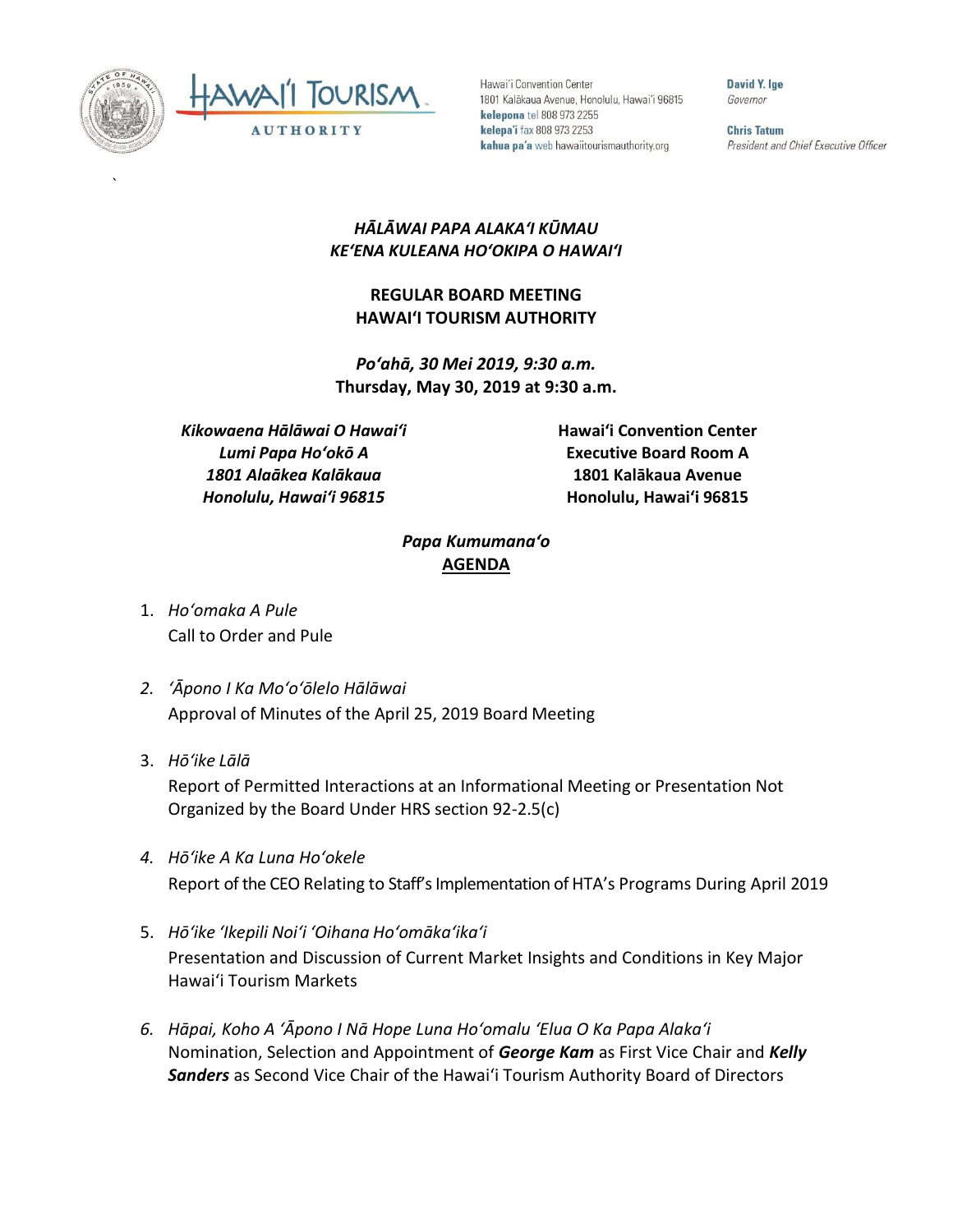Hawaiʻi Convention Center
1801 Kalākaua Avenue, Honolulu, Hawaiʻi 96815
**kelepona** tel 808 973 2255
**kelepaʻi** fax 808 973 2253
**kahua paʻa** web hawaiitourismauthority.org

**David Y. Ige**
*Governor*

**Chris Tatum**
*President and Chief Executive Officer*

### *HĀLĀWAI PAPA ALAKAʻI KŪMAU*
### *KEʻENA KULEANA HOʻOKIPA O HAWAIʻI*

### REGULAR BOARD MEETING
### HAWAIʻI TOURISM AUTHORITY

***Poʻahā, 30 Mei 2019, 9:30 a.m.***
**Thursday, May 30, 2019 at 9:30 a.m.**

***Kikowaena Hālāwai O Hawaiʻi***
***Lumi Papa Hoʻokō A***
***1801 Alaākea Kalākaua***
***Honolulu, Hawaiʻi 96815***

**Hawaiʻi Convention Center**
**Executive Board Room A**
**1801 Kalākaua Avenue**
**Honolulu, Hawaiʻi 96815**

***Papa Kumumanaʻo***
**AGENDA**

1. *Hoʻomaka A Pule*
   Call to Order and Pule

2. *ʻĀpono I Ka Moʻoʻōlelo Hālāwai*
   Approval of Minutes of the April 25, 2019 Board Meeting

3. *Hōʻike Lālā*
   Report of Permitted Interactions at an Informational Meeting or Presentation Not Organized by the Board Under HRS section 92-2.5(c)

4. *Hōʻike A Ka Luna Hoʻokele*
   Report of the CEO Relating to Staff's Implementation of HTA's Programs During April 2019

5. *Hōʻike ʻIkepili Noiʻi ʻOihana Hoʻomākaʻikaʻi*
   Presentation and Discussion of Current Market Insights and Conditions in Key Major Hawaiʻi Tourism Markets

6. *Hāpai, Koho A ʻĀpono I Nā Hope Luna Hoʻomalu ʻElua O Ka Papa Alakaʻi*
   Nomination, Selection and Appointment of ***George Kam*** as First Vice Chair and ***Kelly Sanders*** as Second Vice Chair of the Hawaiʻi Tourism Authority Board of Directors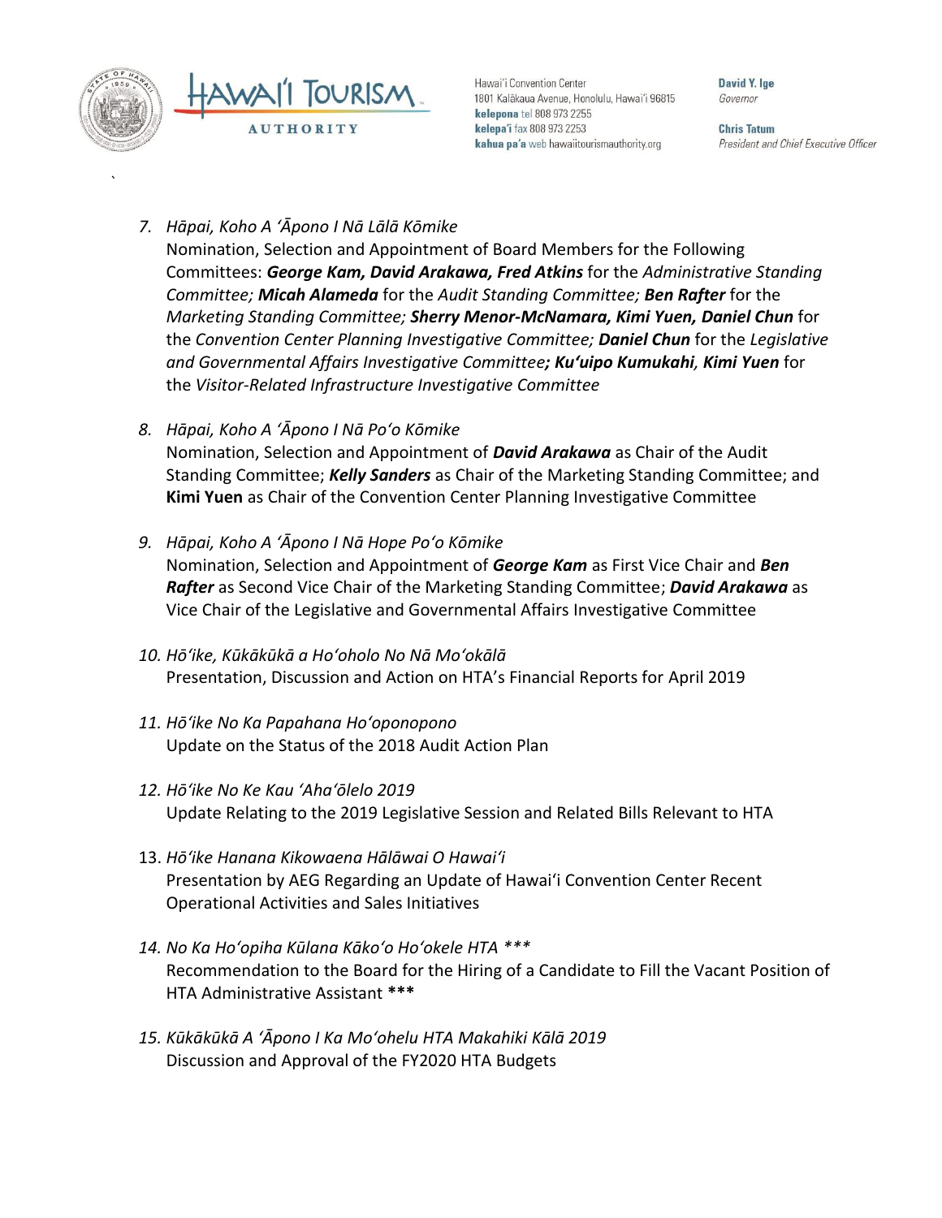7. *Hāpai, Koho A ʻĀpono I Nā Lālā Kōmike*
   Nomination, Selection and Appointment of Board Members for the Following Committees: ***George Kam, David Arakawa, Fred Atkins*** for the *Administrative Standing Committee; **Micah Alameda*** for the *Audit Standing Committee; **Ben Rafter*** for the *Marketing Standing Committee; **Sherry Menor-McNamara, Kimi Yuen, Daniel Chun*** for the *Convention Center Planning Investigative Committee; **Daniel Chun*** for the *Legislative and Governmental Affairs Investigative Committee**; Ku'uipo Kumukahi, Kimi Yuen*** for the *Visitor-Related Infrastructure Investigative Committee*

8. *Hāpai, Koho A ʻĀpono I Nā Poʻo Kōmike*
   Nomination, Selection and Appointment of ***David Arakawa*** as Chair of the Audit Standing Committee; ***Kelly Sanders*** as Chair of the Marketing Standing Committee; and **Kimi Yuen** as Chair of the Convention Center Planning Investigative Committee

9. *Hāpai, Koho A ʻĀpono I Nā Hope Poʻo Kōmike*
   Nomination, Selection and Appointment of ***George Kam*** as First Vice Chair and ***Ben Rafter*** as Second Vice Chair of the Marketing Standing Committee; ***David Arakawa*** as Vice Chair of the Legislative and Governmental Affairs Investigative Committee

10. *Hōʻike, Kūkākūkā a Hoʻoholo No Nā Moʻokālā*
    Presentation, Discussion and Action on HTA's Financial Reports for April 2019

11. *Hōʻike No Ka Papahana Hoʻoponopono*
    Update on the Status of the 2018 Audit Action Plan

12. *Hōʻike No Ke Kau ʻAhaʻōlelo 2019*
    Update Relating to the 2019 Legislative Session and Related Bills Relevant to HTA

13. *Hōʻike Hanana Kikowaena Hālāwai O Hawaiʻi*
    Presentation by AEG Regarding an Update of Hawaiʻi Convention Center Recent Operational Activities and Sales Initiatives

14. *No Ka Hoʻopiha Kūlana Kākoʻo Hoʻokele HTA \*\*\**
    Recommendation to the Board for the Hiring of a Candidate to Fill the Vacant Position of HTA Administrative Assistant **\*\*\***

15. *Kūkākūkā A ʻĀpono I Ka Moʻohelu HTA Makahiki Kālā 2019*
    Discussion and Approval of the FY2020 HTA Budgets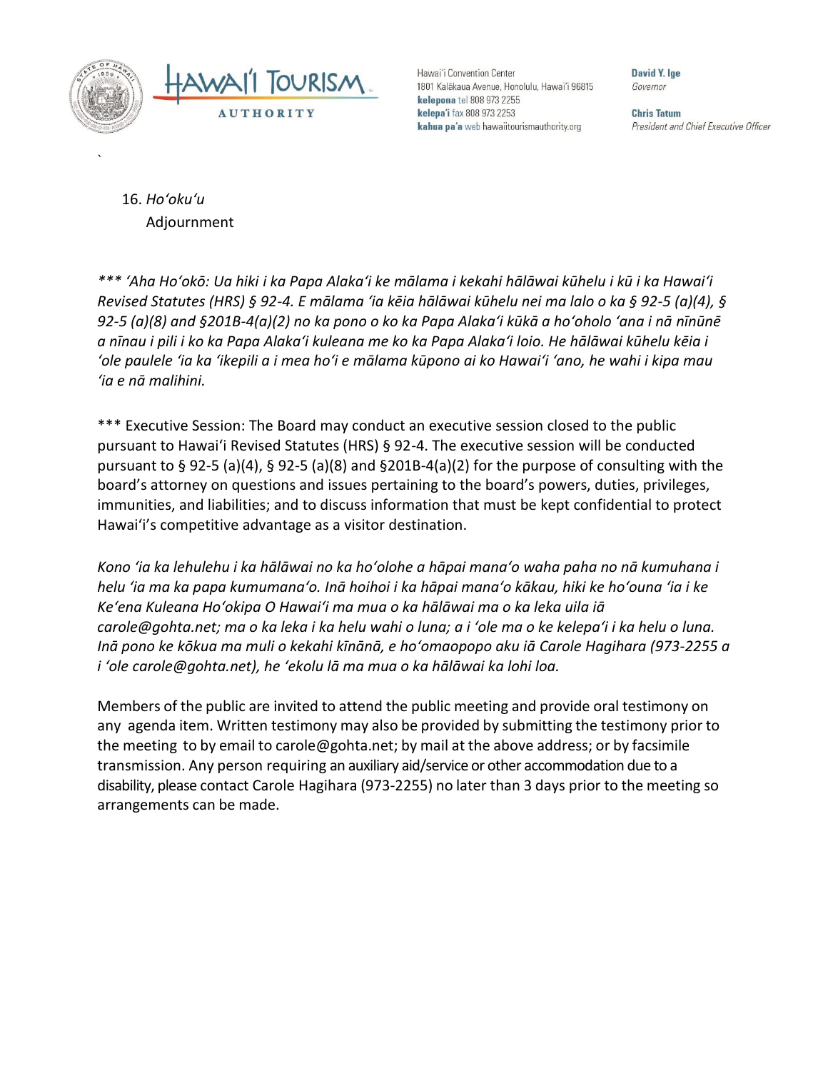`

16. *Hoʻokuʻu*
    Adjournment

*\*\*\* ʻAha Hoʻokō: Ua hiki i ka Papa Alakaʻi ke mālama i kekahi hālāwai kūhelu i kū i ka Hawaiʻi Revised Statutes (HRS) § 92-4. E mālama ʻia kēia hālāwai kūhelu nei ma lalo o ka § 92-5 (a)(4), § 92-5 (a)(8) and §201B-4(a)(2) no ka pono o ko ka Papa Alakaʻi kūkā a hoʻoholo ʻana i nā nīnūnē a nīnau i pili i ko ka Papa Alakaʻi kuleana me ko ka Papa Alakaʻi loio. He hālāwai kūhelu kēia i ʻole paulele ʻia ka ʻikepili a i mea hoʻi e mālama kūpono ai ko Hawaiʻi ʻano, he wahi i kipa mau ʻia e nā malihini.*

\*\*\* Executive Session: The Board may conduct an executive session closed to the public pursuant to Hawaiʻi Revised Statutes (HRS) § 92-4. The executive session will be conducted pursuant to § 92-5 (a)(4), § 92-5 (a)(8) and §201B-4(a)(2) for the purpose of consulting with the board's attorney on questions and issues pertaining to the board's powers, duties, privileges, immunities, and liabilities; and to discuss information that must be kept confidential to protect Hawaiʻi's competitive advantage as a visitor destination.

*Kono ʻia ka lehulehu i ka hālāwai no ka hoʻolohe a hāpai manaʻo waha paha no nā kumuhana i helu ʻia ma ka papa kumumanaʻo. Inā hoihoi i ka hāpai manaʻo kākau, hiki ke hoʻouna ʻia i ke Keʻena Kuleana Hoʻokipa O Hawaiʻi ma mua o ka hālāwai ma o ka leka uila iā carole@gohta.net; ma o ka leka i ka helu wahi o luna; a i ʻole ma o ke kelepaʻi i ka helu o luna. Inā pono ke kōkua ma muli o kekahi kīnānā, e hoʻomaopopo aku iā Carole Hagihara (973-2255 a i ʻole carole@gohta.net), he ʻekolu lā ma mua o ka hālāwai ka lohi loa.*

Members of the public are invited to attend the public meeting and provide oral testimony on any agenda item. Written testimony may also be provided by submitting the testimony prior to the meeting to by email to carole@gohta.net; by mail at the above address; or by facsimile transmission. Any person requiring an auxiliary aid/service or other accommodation due to a disability, please contact Carole Hagihara (973-2255) no later than 3 days prior to the meeting so arrangements can be made.